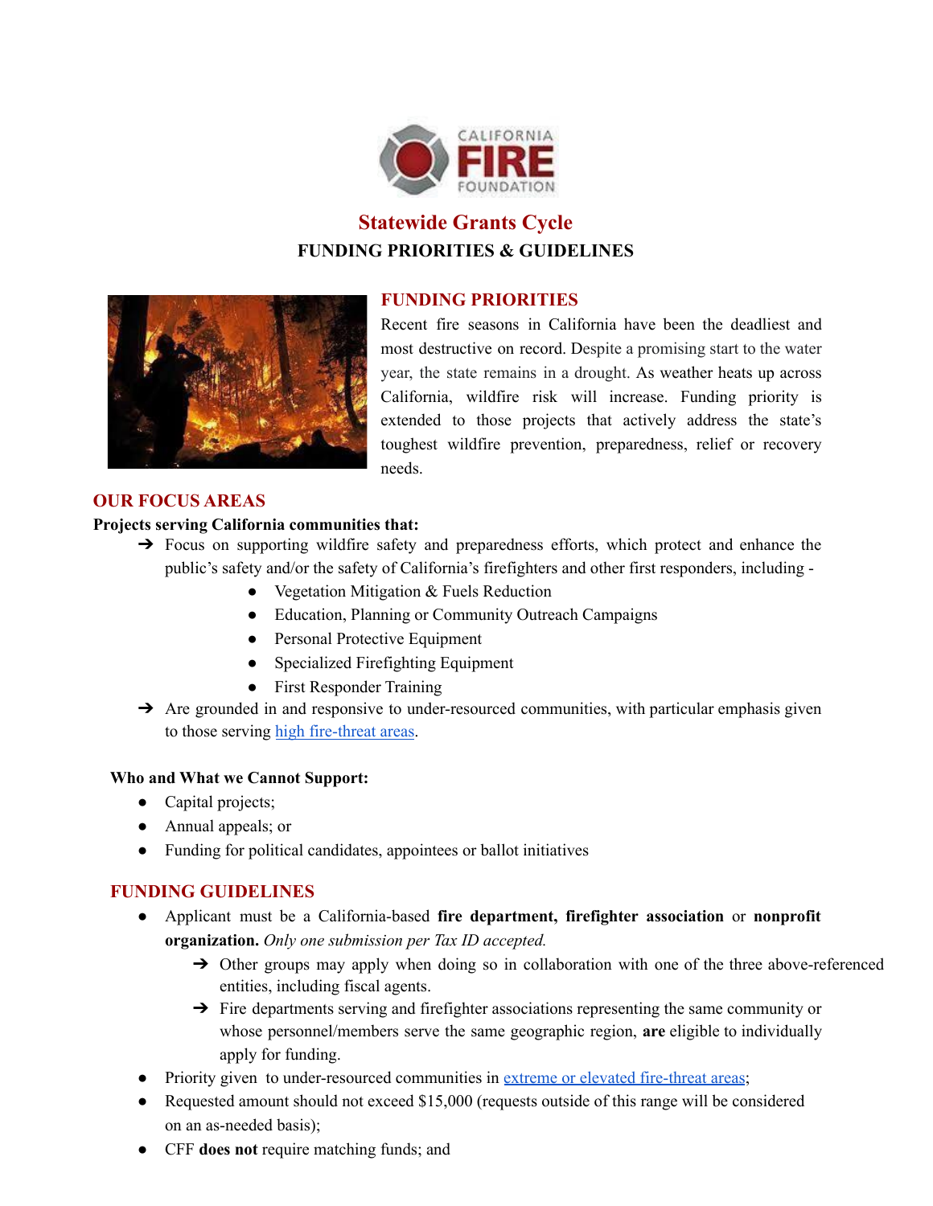# Statewide Grants Cycle

## FUNDING PRIORITIES & GUIDELINES

### FUNDING PRIORITIES

Recent fire seasons in California have been the deadliest and most destructive on record. Despite a promising start to the water year, the state remains in a drought. As weather heats up across California, wildfire risk will increase. Funding priority is extended to those projects that actively address the state's toughest wildfire prevention, preparedness, relief or recovery needs.

### OUR FOCUS AREAS

**Projects serving California communities that:**

- ➔ Focus on supporting wildfire safety and preparedness efforts, which protect and enhance the public's safety and/or the safety of California's firefighters and other first responders, including -
  - Vegetation Mitigation & Fuels Reduction
  - Education, Planning or Community Outreach Campaigns
  - Personal Protective Equipment
  - Specialized Firefighting Equipment
  - First Responder Training
- ➔ Are grounded in and responsive to under-resourced communities, with particular emphasis given to those serving [high fire-threat areas](#).

**Who and What we Cannot Support:**

- Capital projects;
- Annual appeals; or
- Funding for political candidates, appointees or ballot initiatives

### FUNDING GUIDELINES

- Applicant must be a California-based **fire department, firefighter association** or **nonprofit organization.** *Only one submission per Tax ID accepted.*
  - ➔ Other groups may apply when doing so in collaboration with one of the three above-referenced entities, including fiscal agents.
  - ➔ Fire departments serving and firefighter associations representing the same community or whose personnel/members serve the same geographic region, **are** eligible to individually apply for funding.
- Priority given to under-resourced communities in [extreme or elevated fire-threat areas](#);
- Requested amount should not exceed $15,000 (requests outside of this range will be considered on an as-needed basis);
- CFF **does not** require matching funds; and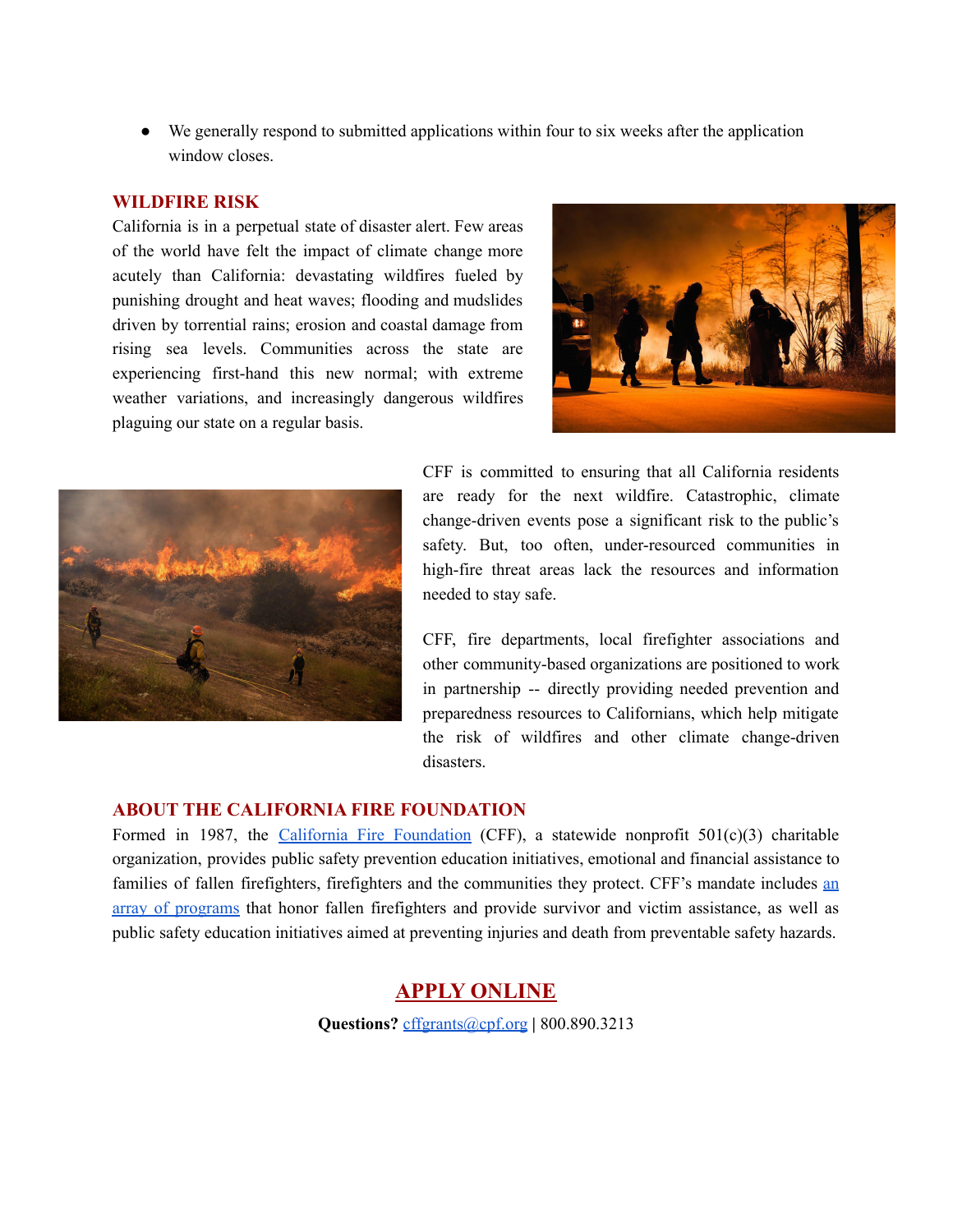- We generally respond to submitted applications within four to six weeks after the application window closes.

## WILDFIRE RISK

California is in a perpetual state of disaster alert. Few areas of the world have felt the impact of climate change more acutely than California: devastating wildfires fueled by punishing drought and heat waves; flooding and mudslides driven by torrential rains; erosion and coastal damage from rising sea levels. Communities across the state are experiencing first-hand this new normal; with extreme weather variations, and increasingly dangerous wildfires plaguing our state on a regular basis.

CFF is committed to ensuring that all California residents are ready for the next wildfire. Catastrophic, climate change-driven events pose a significant risk to the public's safety. But, too often, under-resourced communities in high-fire threat areas lack the resources and information needed to stay safe.

CFF, fire departments, local firefighter associations and other community-based organizations are positioned to work in partnership -- directly providing needed prevention and preparedness resources to Californians, which help mitigate the risk of wildfires and other climate change-driven disasters.

## ABOUT THE CALIFORNIA FIRE FOUNDATION

Formed in 1987, the [California Fire Foundation] (CFF), a statewide nonprofit 501(c)(3) charitable organization, provides public safety prevention education initiatives, emotional and financial assistance to families of fallen firefighters, firefighters and the communities they protect. CFF's mandate includes [an array of programs] that honor fallen firefighters and provide survivor and victim assistance, as well as public safety education initiatives aimed at preventing injuries and death from preventable safety hazards.

## APPLY ONLINE

**Questions?** cffgrants@cpf.org | 800.890.3213